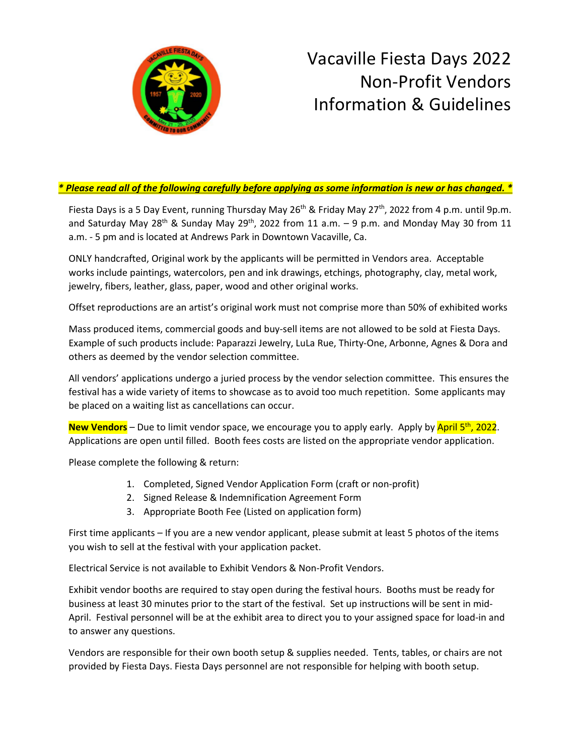# Vacaville Fiesta Days 2022
# Non-Profit Vendors
# Information & Guidelines

***\* Please read all of the following carefully before applying as some information is new or has changed. \****

Fiesta Days is a 5 Day Event, running Thursday May 26th & Friday May 27th, 2022 from 4 p.m. until 9p.m. and Saturday May 28th & Sunday May 29th, 2022 from 11 a.m. – 9 p.m. and Monday May 30 from 11 a.m. - 5 pm and is located at Andrews Park in Downtown Vacaville, Ca.

ONLY handcrafted, Original work by the applicants will be permitted in Vendors area. Acceptable works include paintings, watercolors, pen and ink drawings, etchings, photography, clay, metal work, jewelry, fibers, leather, glass, paper, wood and other original works.

Offset reproductions are an artist's original work must not comprise more than 50% of exhibited works

Mass produced items, commercial goods and buy-sell items are not allowed to be sold at Fiesta Days. Example of such products include: Paparazzi Jewelry, LuLa Rue, Thirty-One, Arbonne, Agnes & Dora and others as deemed by the vendor selection committee.

All vendors' applications undergo a juried process by the vendor selection committee. This ensures the festival has a wide variety of items to showcase as to avoid too much repetition. Some applicants may be placed on a waiting list as cancellations can occur.

**New Vendors** – Due to limit vendor space, we encourage you to apply early. Apply by April 5th, 2022. Applications are open until filled. Booth fees costs are listed on the appropriate vendor application.

Please complete the following & return:

1. Completed, Signed Vendor Application Form (craft or non-profit)
2. Signed Release & Indemnification Agreement Form
3. Appropriate Booth Fee (Listed on application form)

First time applicants – If you are a new vendor applicant, please submit at least 5 photos of the items you wish to sell at the festival with your application packet.

Electrical Service is not available to Exhibit Vendors & Non-Profit Vendors.

Exhibit vendor booths are required to stay open during the festival hours. Booths must be ready for business at least 30 minutes prior to the start of the festival. Set up instructions will be sent in mid-April. Festival personnel will be at the exhibit area to direct you to your assigned space for load-in and to answer any questions.

Vendors are responsible for their own booth setup & supplies needed. Tents, tables, or chairs are not provided by Fiesta Days. Fiesta Days personnel are not responsible for helping with booth setup.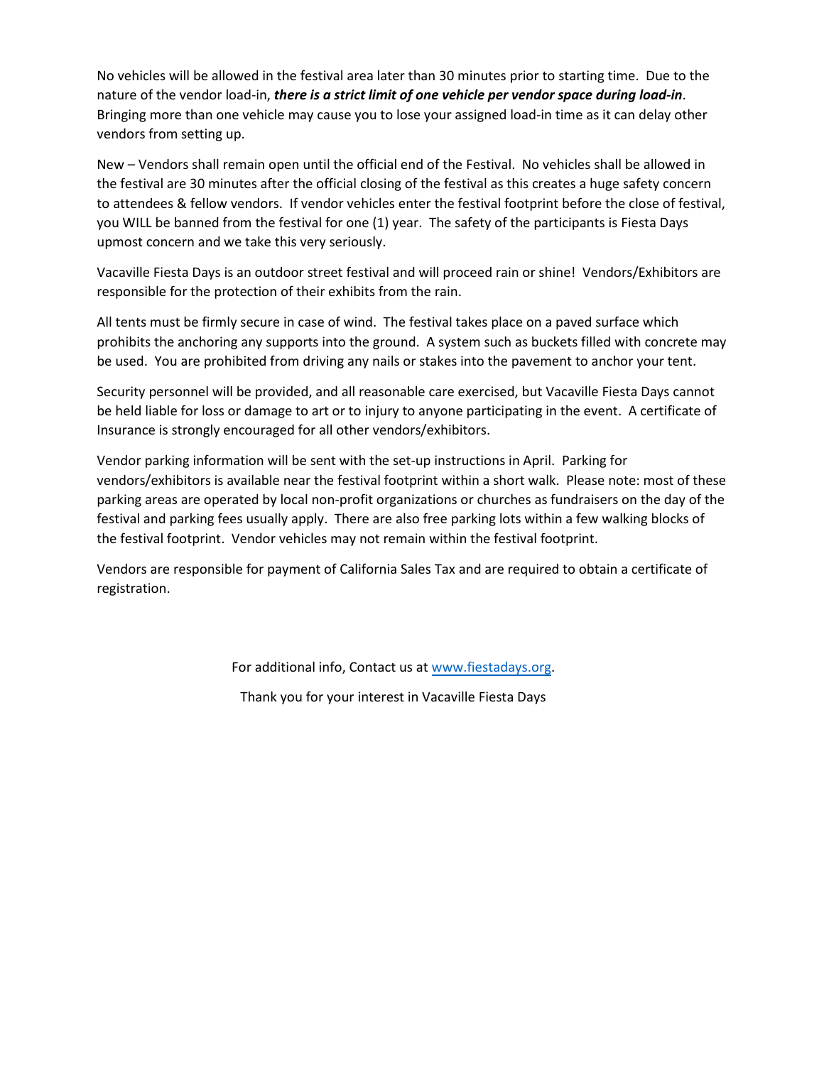No vehicles will be allowed in the festival area later than 30 minutes prior to starting time. Due to the nature of the vendor load-in, ***there is a strict limit of one vehicle per vendor space during load-in***. Bringing more than one vehicle may cause you to lose your assigned load-in time as it can delay other vendors from setting up.

New – Vendors shall remain open until the official end of the Festival. No vehicles shall be allowed in the festival are 30 minutes after the official closing of the festival as this creates a huge safety concern to attendees & fellow vendors. If vendor vehicles enter the festival footprint before the close of festival, you WILL be banned from the festival for one (1) year. The safety of the participants is Fiesta Days upmost concern and we take this very seriously.

Vacaville Fiesta Days is an outdoor street festival and will proceed rain or shine! Vendors/Exhibitors are responsible for the protection of their exhibits from the rain.

All tents must be firmly secure in case of wind. The festival takes place on a paved surface which prohibits the anchoring any supports into the ground. A system such as buckets filled with concrete may be used. You are prohibited from driving any nails or stakes into the pavement to anchor your tent.

Security personnel will be provided, and all reasonable care exercised, but Vacaville Fiesta Days cannot be held liable for loss or damage to art or to injury to anyone participating in the event. A certificate of Insurance is strongly encouraged for all other vendors/exhibitors.

Vendor parking information will be sent with the set-up instructions in April. Parking for vendors/exhibitors is available near the festival footprint within a short walk. Please note: most of these parking areas are operated by local non-profit organizations or churches as fundraisers on the day of the festival and parking fees usually apply. There are also free parking lots within a few walking blocks of the festival footprint. Vendor vehicles may not remain within the festival footprint.

Vendors are responsible for payment of California Sales Tax and are required to obtain a certificate of registration.

For additional info, Contact us at [www.fiestadays.org](http://www.fiestadays.org).

Thank you for your interest in Vacaville Fiesta Days